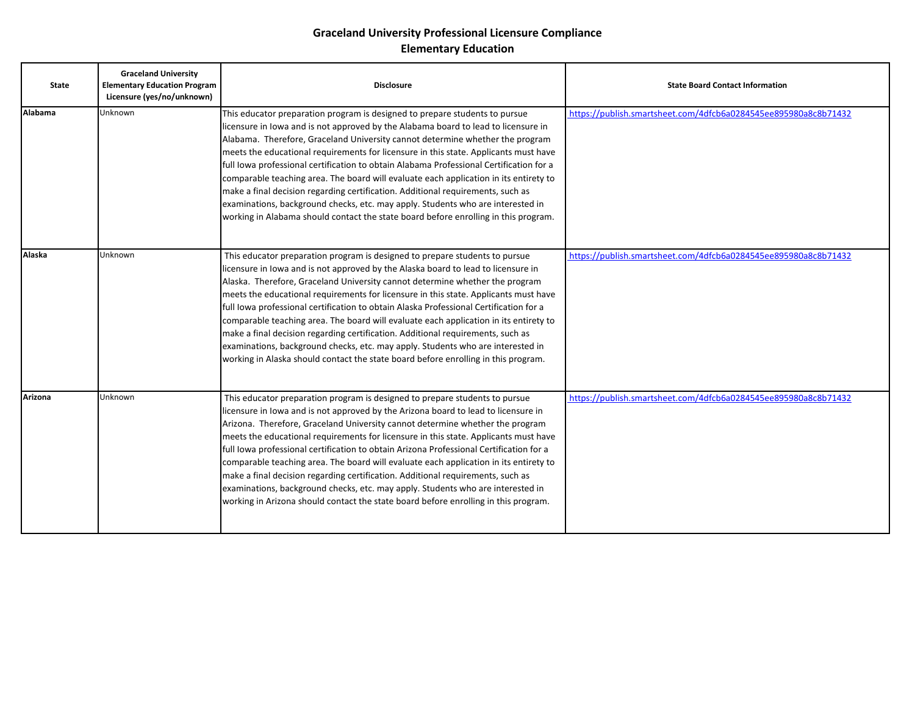# Graceland University Professional Licensure Compliance
## Elementary Education

| State | Graceland University Elementary Education Program Licensure (yes/no/unknown) | Disclosure | State Board Contact Information |
|---|---|---|---|
| **Alabama** | Unknown | This educator preparation program is designed to prepare students to pursue licensure in Iowa and is not approved by the Alabama board to lead to licensure in Alabama. Therefore, Graceland University cannot determine whether the program meets the educational requirements for licensure in this state. Applicants must have full Iowa professional certification to obtain Alabama Professional Certification for a comparable teaching area. The board will evaluate each application in its entirety to make a final decision regarding certification. Additional requirements, such as examinations, background checks, etc. may apply. Students who are interested in working in Alabama should contact the state board before enrolling in this program. | https://publish.smartsheet.com/4dfcb6a0284545ee895980a8c8b71432 |
| **Alaska** | Unknown | This educator preparation program is designed to prepare students to pursue licensure in Iowa and is not approved by the Alaska board to lead to licensure in Alaska. Therefore, Graceland University cannot determine whether the program meets the educational requirements for licensure in this state. Applicants must have full Iowa professional certification to obtain Alaska Professional Certification for a comparable teaching area. The board will evaluate each application in its entirety to make a final decision regarding certification. Additional requirements, such as examinations, background checks, etc. may apply. Students who are interested in working in Alaska should contact the state board before enrolling in this program. | https://publish.smartsheet.com/4dfcb6a0284545ee895980a8c8b71432 |
| **Arizona** | Unknown | This educator preparation program is designed to prepare students to pursue licensure in Iowa and is not approved by the Arizona board to lead to licensure in Arizona. Therefore, Graceland University cannot determine whether the program meets the educational requirements for licensure in this state. Applicants must have full Iowa professional certification to obtain Arizona Professional Certification for a comparable teaching area. The board will evaluate each application in its entirety to make a final decision regarding certification. Additional requirements, such as examinations, background checks, etc. may apply. Students who are interested in working in Arizona should contact the state board before enrolling in this program. | https://publish.smartsheet.com/4dfcb6a0284545ee895980a8c8b71432 |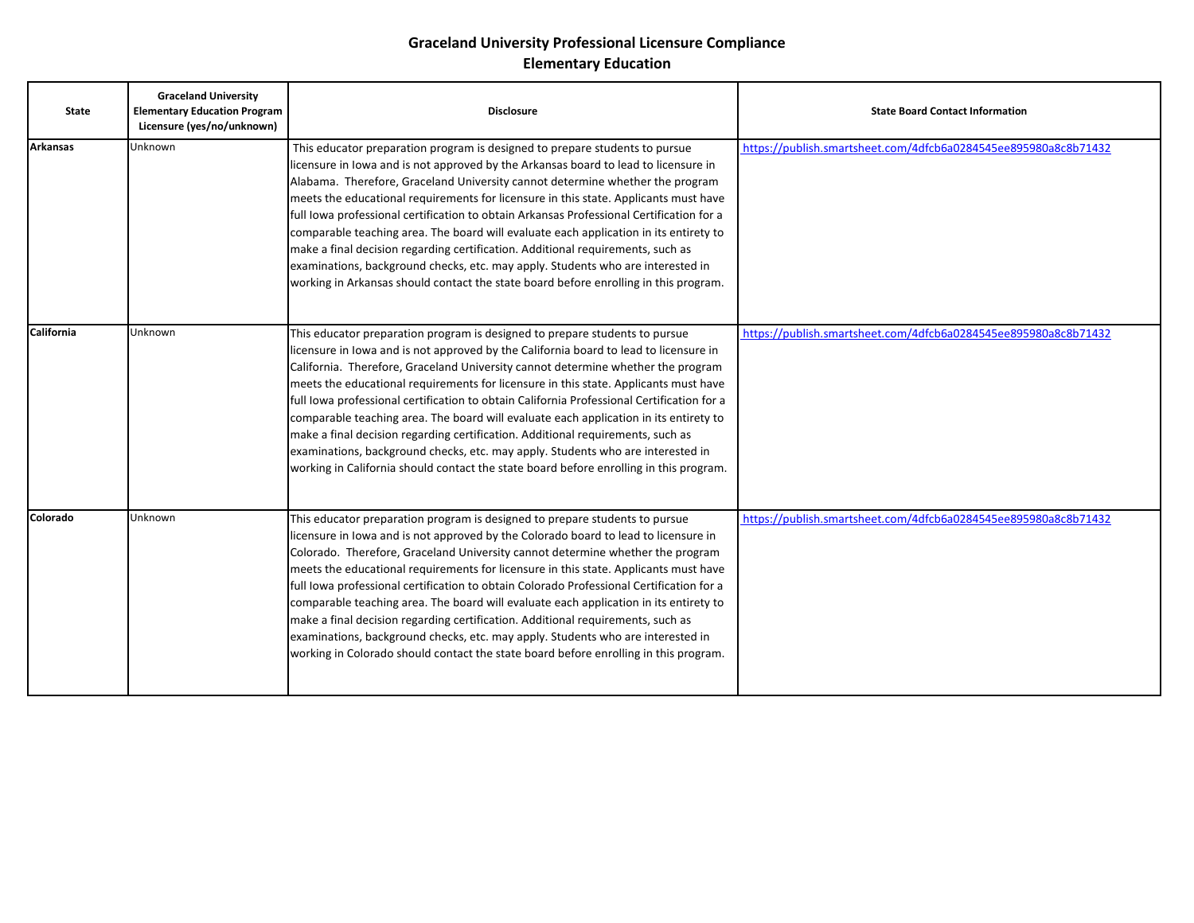# Graceland University Professional Licensure Compliance
## Elementary Education

| State | Graceland University Elementary Education Program Licensure (yes/no/unknown) | Disclosure | State Board Contact Information |
|---|---|---|---|
| **Arkansas** | Unknown | This educator preparation program is designed to prepare students to pursue licensure in Iowa and is not approved by the Arkansas board to lead to licensure in Alabama. Therefore, Graceland University cannot determine whether the program meets the educational requirements for licensure in this state. Applicants must have full Iowa professional certification to obtain Arkansas Professional Certification for a comparable teaching area. The board will evaluate each application in its entirety to make a final decision regarding certification. Additional requirements, such as examinations, background checks, etc. may apply. Students who are interested in working in Arkansas should contact the state board before enrolling in this program. | https://publish.smartsheet.com/4dfcb6a0284545ee895980a8c8b71432 |
| **California** | Unknown | This educator preparation program is designed to prepare students to pursue licensure in Iowa and is not approved by the California board to lead to licensure in California. Therefore, Graceland University cannot determine whether the program meets the educational requirements for licensure in this state. Applicants must have full Iowa professional certification to obtain California Professional Certification for a comparable teaching area. The board will evaluate each application in its entirety to make a final decision regarding certification. Additional requirements, such as examinations, background checks, etc. may apply. Students who are interested in working in California should contact the state board before enrolling in this program. | https://publish.smartsheet.com/4dfcb6a0284545ee895980a8c8b71432 |
| **Colorado** | Unknown | This educator preparation program is designed to prepare students to pursue licensure in Iowa and is not approved by the Colorado board to lead to licensure in Colorado. Therefore, Graceland University cannot determine whether the program meets the educational requirements for licensure in this state. Applicants must have full Iowa professional certification to obtain Colorado Professional Certification for a comparable teaching area. The board will evaluate each application in its entirety to make a final decision regarding certification. Additional requirements, such as examinations, background checks, etc. may apply. Students who are interested in working in Colorado should contact the state board before enrolling in this program. | https://publish.smartsheet.com/4dfcb6a0284545ee895980a8c8b71432 |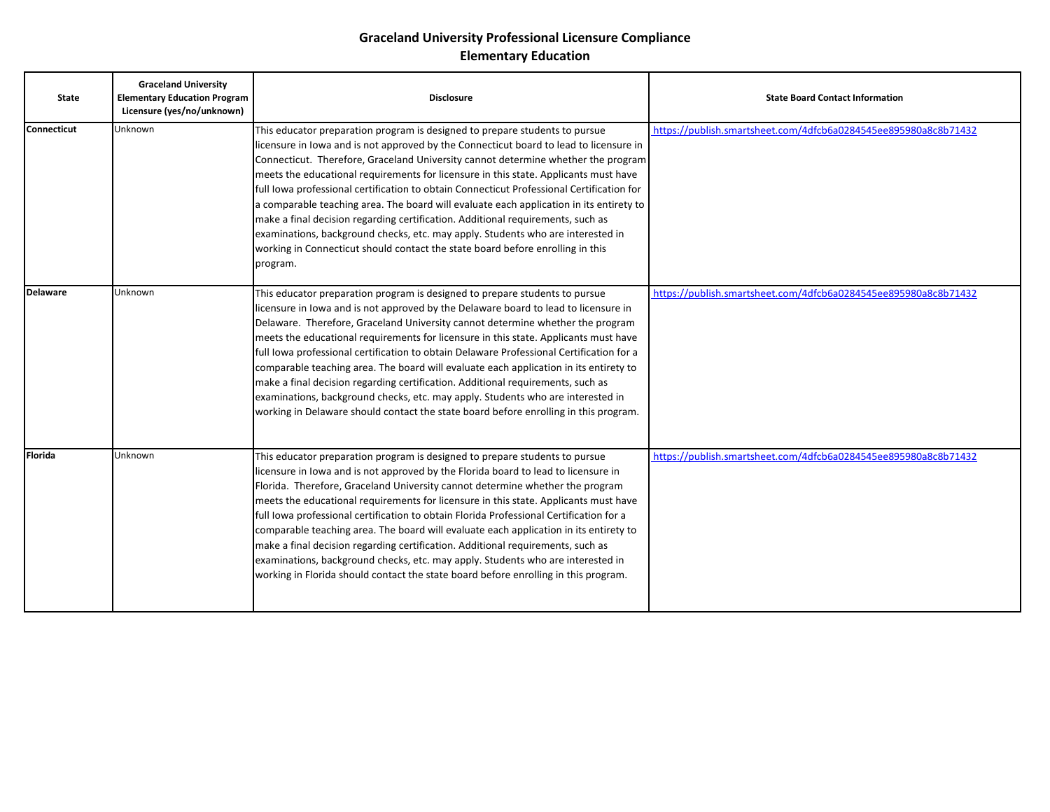# Graceland University Professional Licensure Compliance
## Elementary Education

| State | Graceland University Elementary Education Program Licensure (yes/no/unknown) | Disclosure | State Board Contact Information |
|---|---|---|---|
| **Connecticut** | Unknown | This educator preparation program is designed to prepare students to pursue licensure in Iowa and is not approved by the Connecticut board to lead to licensure in Connecticut. Therefore, Graceland University cannot determine whether the program meets the educational requirements for licensure in this state. Applicants must have full Iowa professional certification to obtain Connecticut Professional Certification for a comparable teaching area. The board will evaluate each application in its entirety to make a final decision regarding certification. Additional requirements, such as examinations, background checks, etc. may apply. Students who are interested in working in Connecticut should contact the state board before enrolling in this program. | https://publish.smartsheet.com/4dfcb6a0284545ee895980a8c8b71432 |
| **Delaware** | Unknown | This educator preparation program is designed to prepare students to pursue licensure in Iowa and is not approved by the Delaware board to lead to licensure in Delaware. Therefore, Graceland University cannot determine whether the program meets the educational requirements for licensure in this state. Applicants must have full Iowa professional certification to obtain Delaware Professional Certification for a comparable teaching area. The board will evaluate each application in its entirety to make a final decision regarding certification. Additional requirements, such as examinations, background checks, etc. may apply. Students who are interested in working in Delaware should contact the state board before enrolling in this program. | https://publish.smartsheet.com/4dfcb6a0284545ee895980a8c8b71432 |
| **Florida** | Unknown | This educator preparation program is designed to prepare students to pursue licensure in Iowa and is not approved by the Florida board to lead to licensure in Florida. Therefore, Graceland University cannot determine whether the program meets the educational requirements for licensure in this state. Applicants must have full Iowa professional certification to obtain Florida Professional Certification for a comparable teaching area. The board will evaluate each application in its entirety to make a final decision regarding certification. Additional requirements, such as examinations, background checks, etc. may apply. Students who are interested in working in Florida should contact the state board before enrolling in this program. | https://publish.smartsheet.com/4dfcb6a0284545ee895980a8c8b71432 |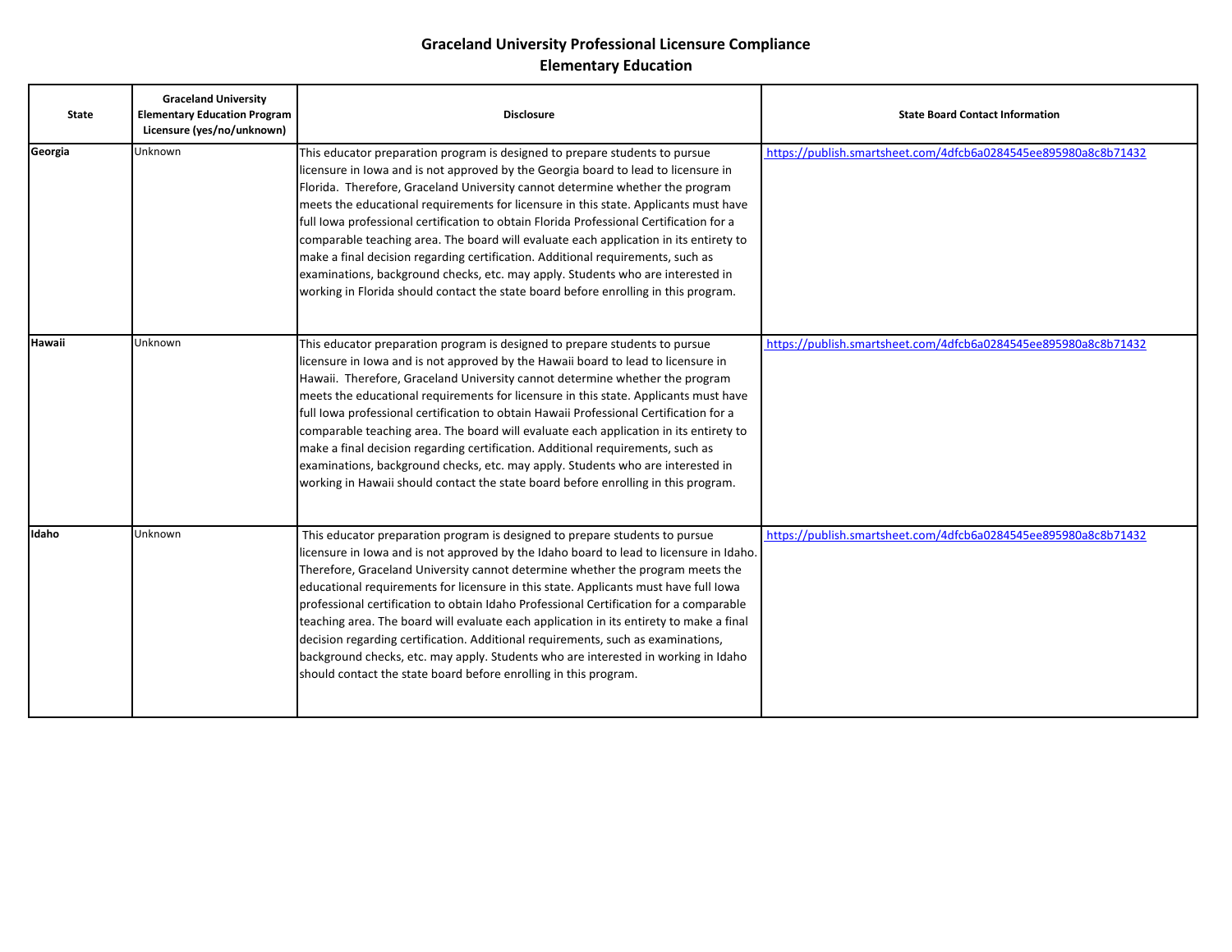# Graceland University Professional Licensure Compliance
## Elementary Education

| State | Graceland University Elementary Education Program Licensure (yes/no/unknown) | Disclosure | State Board Contact Information |
|---|---|---|---|
| **Georgia** | Unknown | This educator preparation program is designed to prepare students to pursue licensure in Iowa and is not approved by the Georgia board to lead to licensure in Florida. Therefore, Graceland University cannot determine whether the program meets the educational requirements for licensure in this state. Applicants must have full Iowa professional certification to obtain Florida Professional Certification for a comparable teaching area. The board will evaluate each application in its entirety to make a final decision regarding certification. Additional requirements, such as examinations, background checks, etc. may apply. Students who are interested in working in Florida should contact the state board before enrolling in this program. | https://publish.smartsheet.com/4dfcb6a0284545ee895980a8c8b71432 |
| **Hawaii** | Unknown | This educator preparation program is designed to prepare students to pursue licensure in Iowa and is not approved by the Hawaii board to lead to licensure in Hawaii. Therefore, Graceland University cannot determine whether the program meets the educational requirements for licensure in this state. Applicants must have full Iowa professional certification to obtain Hawaii Professional Certification for a comparable teaching area. The board will evaluate each application in its entirety to make a final decision regarding certification. Additional requirements, such as examinations, background checks, etc. may apply. Students who are interested in working in Hawaii should contact the state board before enrolling in this program. | https://publish.smartsheet.com/4dfcb6a0284545ee895980a8c8b71432 |
| **Idaho** | Unknown | This educator preparation program is designed to prepare students to pursue licensure in Iowa and is not approved by the Idaho board to lead to licensure in Idaho. Therefore, Graceland University cannot determine whether the program meets the educational requirements for licensure in this state. Applicants must have full Iowa professional certification to obtain Idaho Professional Certification for a comparable teaching area. The board will evaluate each application in its entirety to make a final decision regarding certification. Additional requirements, such as examinations, background checks, etc. may apply. Students who are interested in working in Idaho should contact the state board before enrolling in this program. | https://publish.smartsheet.com/4dfcb6a0284545ee895980a8c8b71432 |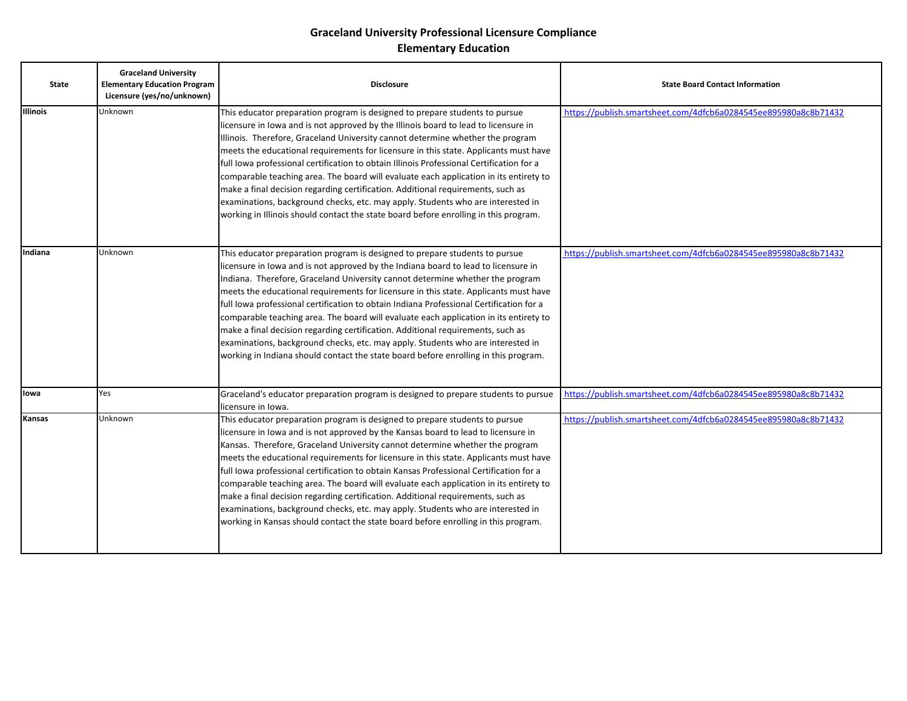# Graceland University Professional Licensure Compliance
## Elementary Education

| State | Graceland University Elementary Education Program Licensure (yes/no/unknown) | Disclosure | State Board Contact Information |
|---|---|---|---|
| **Illinois** | Unknown | This educator preparation program is designed to prepare students to pursue licensure in Iowa and is not approved by the Illinois board to lead to licensure in Illinois. Therefore, Graceland University cannot determine whether the program meets the educational requirements for licensure in this state. Applicants must have full Iowa professional certification to obtain Illinois Professional Certification for a comparable teaching area. The board will evaluate each application in its entirety to make a final decision regarding certification. Additional requirements, such as examinations, background checks, etc. may apply. Students who are interested in working in Illinois should contact the state board before enrolling in this program. | https://publish.smartsheet.com/4dfcb6a0284545ee895980a8c8b71432 |
| **Indiana** | Unknown | This educator preparation program is designed to prepare students to pursue licensure in Iowa and is not approved by the Indiana board to lead to licensure in Indiana. Therefore, Graceland University cannot determine whether the program meets the educational requirements for licensure in this state. Applicants must have full Iowa professional certification to obtain Indiana Professional Certification for a comparable teaching area. The board will evaluate each application in its entirety to make a final decision regarding certification. Additional requirements, such as examinations, background checks, etc. may apply. Students who are interested in working in Indiana should contact the state board before enrolling in this program. | https://publish.smartsheet.com/4dfcb6a0284545ee895980a8c8b71432 |
| **Iowa** | Yes | Graceland's educator preparation program is designed to prepare students to pursue licensure in Iowa. | https://publish.smartsheet.com/4dfcb6a0284545ee895980a8c8b71432 |
| **Kansas** | Unknown | This educator preparation program is designed to prepare students to pursue licensure in Iowa and is not approved by the Kansas board to lead to licensure in Kansas. Therefore, Graceland University cannot determine whether the program meets the educational requirements for licensure in this state. Applicants must have full Iowa professional certification to obtain Kansas Professional Certification for a comparable teaching area. The board will evaluate each application in its entirety to make a final decision regarding certification. Additional requirements, such as examinations, background checks, etc. may apply. Students who are interested in working in Kansas should contact the state board before enrolling in this program. | https://publish.smartsheet.com/4dfcb6a0284545ee895980a8c8b71432 |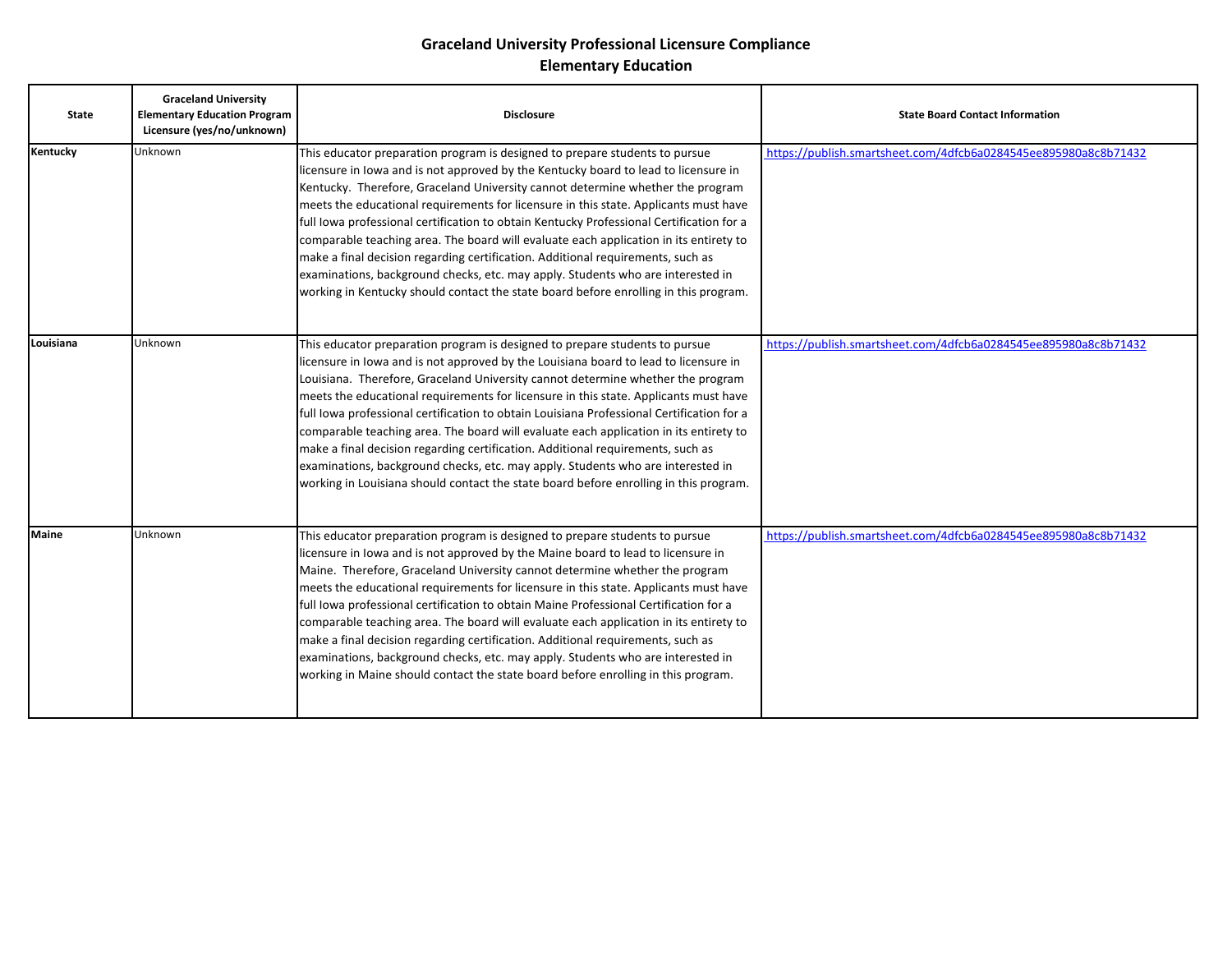# Graceland University Professional Licensure Compliance

## Elementary Education

| State | Graceland University Elementary Education Program Licensure (yes/no/unknown) | Disclosure | State Board Contact Information |
|---|---|---|---|
| **Kentucky** | Unknown | This educator preparation program is designed to prepare students to pursue licensure in Iowa and is not approved by the Kentucky board to lead to licensure in Kentucky. Therefore, Graceland University cannot determine whether the program meets the educational requirements for licensure in this state. Applicants must have full Iowa professional certification to obtain Kentucky Professional Certification for a comparable teaching area. The board will evaluate each application in its entirety to make a final decision regarding certification. Additional requirements, such as examinations, background checks, etc. may apply. Students who are interested in working in Kentucky should contact the state board before enrolling in this program. | https://publish.smartsheet.com/4dfcb6a0284545ee895980a8c8b71432 |
| **Louisiana** | Unknown | This educator preparation program is designed to prepare students to pursue licensure in Iowa and is not approved by the Louisiana board to lead to licensure in Louisiana. Therefore, Graceland University cannot determine whether the program meets the educational requirements for licensure in this state. Applicants must have full Iowa professional certification to obtain Louisiana Professional Certification for a comparable teaching area. The board will evaluate each application in its entirety to make a final decision regarding certification. Additional requirements, such as examinations, background checks, etc. may apply. Students who are interested in working in Louisiana should contact the state board before enrolling in this program. | https://publish.smartsheet.com/4dfcb6a0284545ee895980a8c8b71432 |
| **Maine** | Unknown | This educator preparation program is designed to prepare students to pursue licensure in Iowa and is not approved by the Maine board to lead to licensure in Maine. Therefore, Graceland University cannot determine whether the program meets the educational requirements for licensure in this state. Applicants must have full Iowa professional certification to obtain Maine Professional Certification for a comparable teaching area. The board will evaluate each application in its entirety to make a final decision regarding certification. Additional requirements, such as examinations, background checks, etc. may apply. Students who are interested in working in Maine should contact the state board before enrolling in this program. | https://publish.smartsheet.com/4dfcb6a0284545ee895980a8c8b71432 |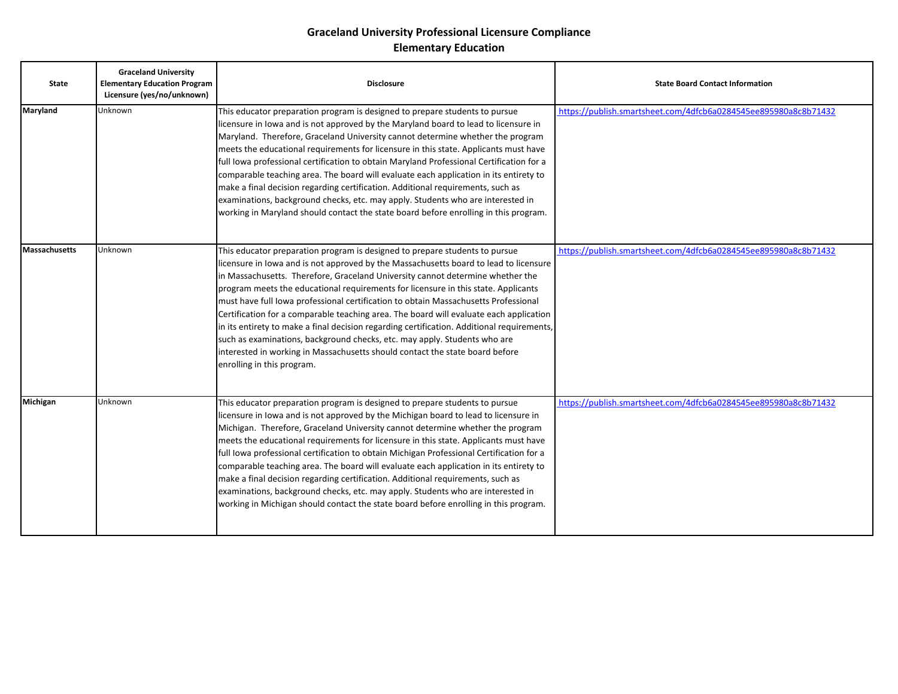# Graceland University Professional Licensure Compliance
## Elementary Education

| State | Graceland University Elementary Education Program Licensure (yes/no/unknown) | Disclosure | State Board Contact Information |
|---|---|---|---|
| **Maryland** | Unknown | This educator preparation program is designed to prepare students to pursue licensure in Iowa and is not approved by the Maryland board to lead to licensure in Maryland. Therefore, Graceland University cannot determine whether the program meets the educational requirements for licensure in this state. Applicants must have full Iowa professional certification to obtain Maryland Professional Certification for a comparable teaching area. The board will evaluate each application in its entirety to make a final decision regarding certification. Additional requirements, such as examinations, background checks, etc. may apply. Students who are interested in working in Maryland should contact the state board before enrolling in this program. | https://publish.smartsheet.com/4dfcb6a0284545ee895980a8c8b71432 |
| **Massachusetts** | Unknown | This educator preparation program is designed to prepare students to pursue licensure in Iowa and is not approved by the Massachusetts board to lead to licensure in Massachusetts. Therefore, Graceland University cannot determine whether the program meets the educational requirements for licensure in this state. Applicants must have full Iowa professional certification to obtain Massachusetts Professional Certification for a comparable teaching area. The board will evaluate each application in its entirety to make a final decision regarding certification. Additional requirements, such as examinations, background checks, etc. may apply. Students who are interested in working in Massachusetts should contact the state board before enrolling in this program. | https://publish.smartsheet.com/4dfcb6a0284545ee895980a8c8b71432 |
| **Michigan** | Unknown | This educator preparation program is designed to prepare students to pursue licensure in Iowa and is not approved by the Michigan board to lead to licensure in Michigan. Therefore, Graceland University cannot determine whether the program meets the educational requirements for licensure in this state. Applicants must have full Iowa professional certification to obtain Michigan Professional Certification for a comparable teaching area. The board will evaluate each application in its entirety to make a final decision regarding certification. Additional requirements, such as examinations, background checks, etc. may apply. Students who are interested in working in Michigan should contact the state board before enrolling in this program. | https://publish.smartsheet.com/4dfcb6a0284545ee895980a8c8b71432 |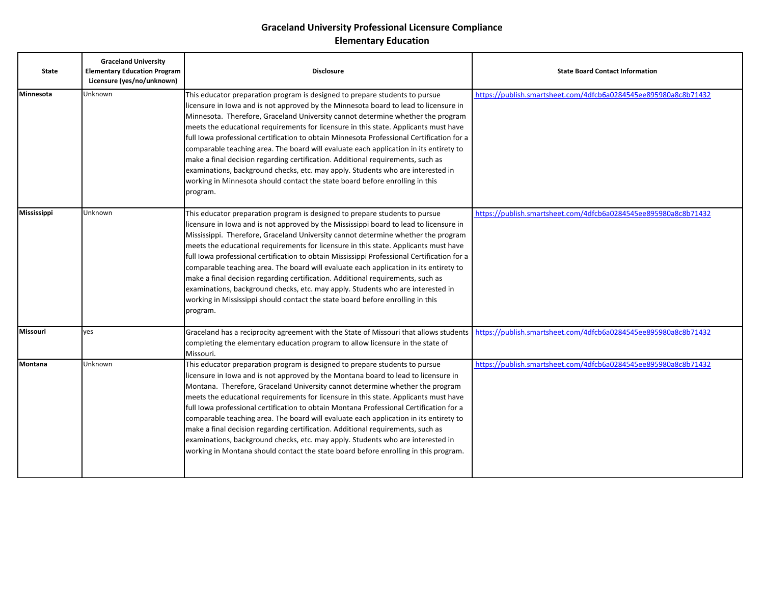# Graceland University Professional Licensure Compliance
## Elementary Education

| State | Graceland University Elementary Education Program Licensure (yes/no/unknown) | Disclosure | State Board Contact Information |
|---|---|---|---|
| **Minnesota** | Unknown | This educator preparation program is designed to prepare students to pursue licensure in Iowa and is not approved by the Minnesota board to lead to licensure in Minnesota. Therefore, Graceland University cannot determine whether the program meets the educational requirements for licensure in this state. Applicants must have full Iowa professional certification to obtain Minnesota Professional Certification for a comparable teaching area. The board will evaluate each application in its entirety to make a final decision regarding certification. Additional requirements, such as examinations, background checks, etc. may apply. Students who are interested in working in Minnesota should contact the state board before enrolling in this program. | https://publish.smartsheet.com/4dfcb6a0284545ee895980a8c8b71432 |
| **Mississippi** | Unknown | This educator preparation program is designed to prepare students to pursue licensure in Iowa and is not approved by the Mississippi board to lead to licensure in Mississippi. Therefore, Graceland University cannot determine whether the program meets the educational requirements for licensure in this state. Applicants must have full Iowa professional certification to obtain Mississippi Professional Certification for a comparable teaching area. The board will evaluate each application in its entirety to make a final decision regarding certification. Additional requirements, such as examinations, background checks, etc. may apply. Students who are interested in working in Mississippi should contact the state board before enrolling in this program. | https://publish.smartsheet.com/4dfcb6a0284545ee895980a8c8b71432 |
| **Missouri** | yes | Graceland has a reciprocity agreement with the State of Missouri that allows students completing the elementary education program to allow licensure in the state of Missouri. | https://publish.smartsheet.com/4dfcb6a0284545ee895980a8c8b71432 |
| **Montana** | Unknown | This educator preparation program is designed to prepare students to pursue licensure in Iowa and is not approved by the Montana board to lead to licensure in Montana. Therefore, Graceland University cannot determine whether the program meets the educational requirements for licensure in this state. Applicants must have full Iowa professional certification to obtain Montana Professional Certification for a comparable teaching area. The board will evaluate each application in its entirety to make a final decision regarding certification. Additional requirements, such as examinations, background checks, etc. may apply. Students who are interested in working in Montana should contact the state board before enrolling in this program. | https://publish.smartsheet.com/4dfcb6a0284545ee895980a8c8b71432 |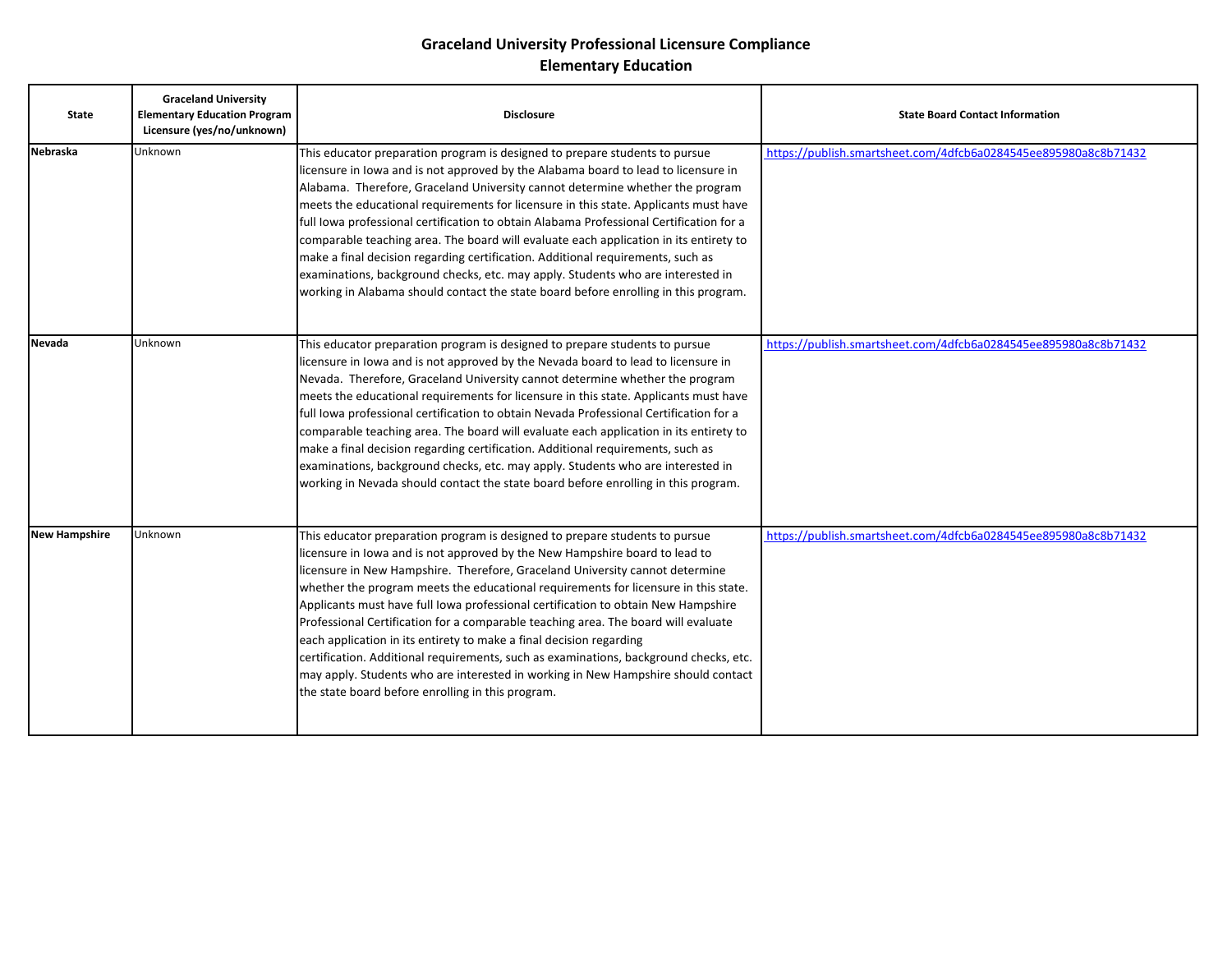# Graceland University Professional Licensure Compliance
## Elementary Education

| State | Graceland University Elementary Education Program Licensure (yes/no/unknown) | Disclosure | State Board Contact Information |
|---|---|---|---|
| **Nebraska** | Unknown | This educator preparation program is designed to prepare students to pursue licensure in Iowa and is not approved by the Alabama board to lead to licensure in Alabama. Therefore, Graceland University cannot determine whether the program meets the educational requirements for licensure in this state. Applicants must have full Iowa professional certification to obtain Alabama Professional Certification for a comparable teaching area. The board will evaluate each application in its entirety to make a final decision regarding certification. Additional requirements, such as examinations, background checks, etc. may apply. Students who are interested in working in Alabama should contact the state board before enrolling in this program. | https://publish.smartsheet.com/4dfcb6a0284545ee895980a8c8b71432 |
| **Nevada** | Unknown | This educator preparation program is designed to prepare students to pursue licensure in Iowa and is not approved by the Nevada board to lead to licensure in Nevada. Therefore, Graceland University cannot determine whether the program meets the educational requirements for licensure in this state. Applicants must have full Iowa professional certification to obtain Nevada Professional Certification for a comparable teaching area. The board will evaluate each application in its entirety to make a final decision regarding certification. Additional requirements, such as examinations, background checks, etc. may apply. Students who are interested in working in Nevada should contact the state board before enrolling in this program. | https://publish.smartsheet.com/4dfcb6a0284545ee895980a8c8b71432 |
| **New Hampshire** | Unknown | This educator preparation program is designed to prepare students to pursue licensure in Iowa and is not approved by the New Hampshire board to lead to licensure in New Hampshire. Therefore, Graceland University cannot determine whether the program meets the educational requirements for licensure in this state. Applicants must have full Iowa professional certification to obtain New Hampshire Professional Certification for a comparable teaching area. The board will evaluate each application in its entirety to make a final decision regarding certification. Additional requirements, such as examinations, background checks, etc. may apply. Students who are interested in working in New Hampshire should contact the state board before enrolling in this program. | https://publish.smartsheet.com/4dfcb6a0284545ee895980a8c8b71432 |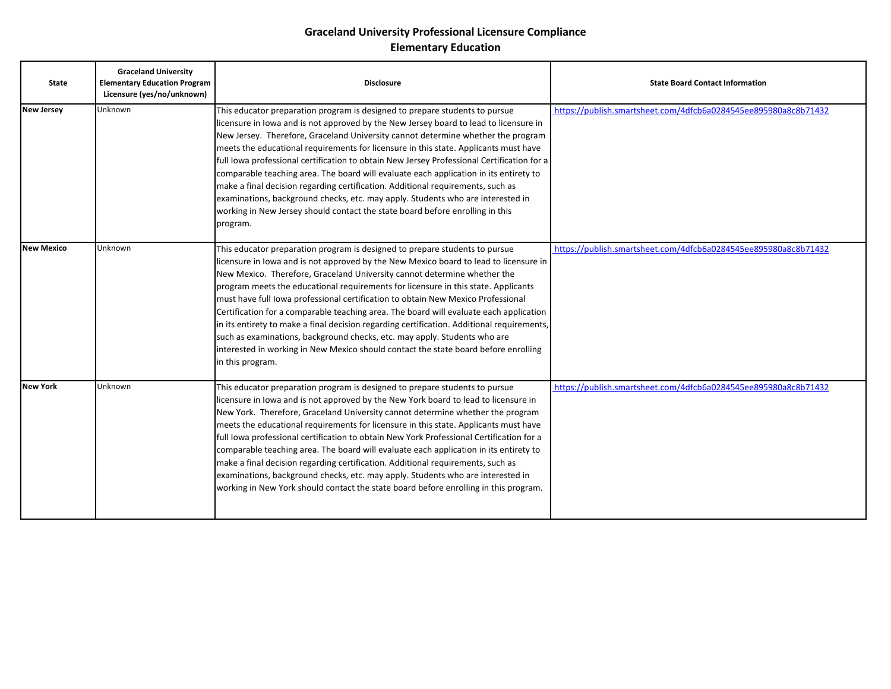# Graceland University Professional Licensure Compliance
## Elementary Education

| State | Graceland University Elementary Education Program Licensure (yes/no/unknown) | Disclosure | State Board Contact Information |
|---|---|---|---|
| **New Jersey** | Unknown | This educator preparation program is designed to prepare students to pursue licensure in Iowa and is not approved by the New Jersey board to lead to licensure in New Jersey. Therefore, Graceland University cannot determine whether the program meets the educational requirements for licensure in this state. Applicants must have full Iowa professional certification to obtain New Jersey Professional Certification for a comparable teaching area. The board will evaluate each application in its entirety to make a final decision regarding certification. Additional requirements, such as examinations, background checks, etc. may apply. Students who are interested in working in New Jersey should contact the state board before enrolling in this program. | https://publish.smartsheet.com/4dfcb6a0284545ee895980a8c8b71432 |
| **New Mexico** | Unknown | This educator preparation program is designed to prepare students to pursue licensure in Iowa and is not approved by the New Mexico board to lead to licensure in New Mexico. Therefore, Graceland University cannot determine whether the program meets the educational requirements for licensure in this state. Applicants must have full Iowa professional certification to obtain New Mexico Professional Certification for a comparable teaching area. The board will evaluate each application in its entirety to make a final decision regarding certification. Additional requirements, such as examinations, background checks, etc. may apply. Students who are interested in working in New Mexico should contact the state board before enrolling in this program. | https://publish.smartsheet.com/4dfcb6a0284545ee895980a8c8b71432 |
| **New York** | Unknown | This educator preparation program is designed to prepare students to pursue licensure in Iowa and is not approved by the New York board to lead to licensure in New York. Therefore, Graceland University cannot determine whether the program meets the educational requirements for licensure in this state. Applicants must have full Iowa professional certification to obtain New York Professional Certification for a comparable teaching area. The board will evaluate each application in its entirety to make a final decision regarding certification. Additional requirements, such as examinations, background checks, etc. may apply. Students who are interested in working in New York should contact the state board before enrolling in this program. | https://publish.smartsheet.com/4dfcb6a0284545ee895980a8c8b71432 |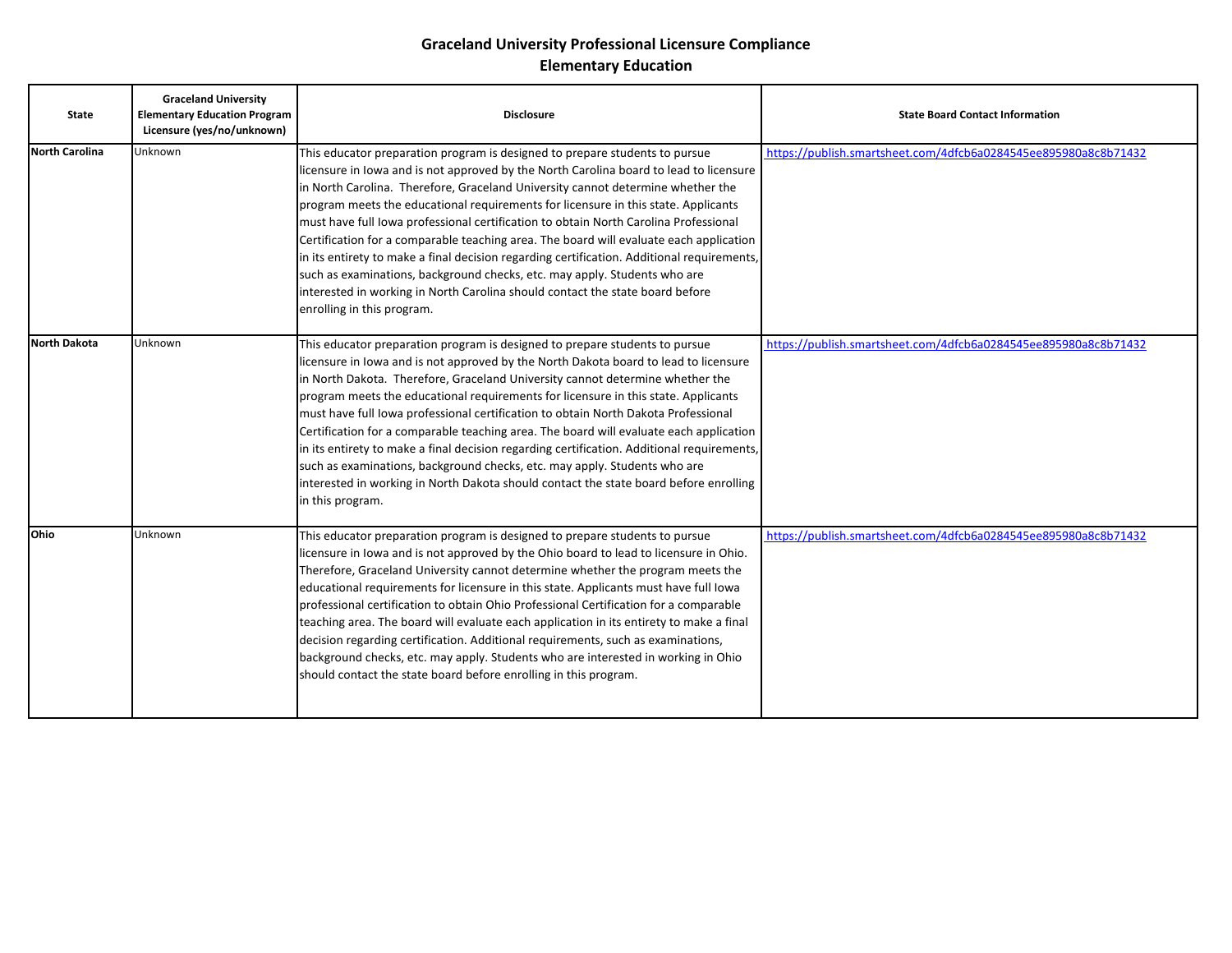# Graceland University Professional Licensure Compliance
## Elementary Education

| State | Graceland University Elementary Education Program Licensure (yes/no/unknown) | Disclosure | State Board Contact Information |
|---|---|---|---|
| **North Carolina** | Unknown | This educator preparation program is designed to prepare students to pursue licensure in Iowa and is not approved by the North Carolina board to lead to licensure in North Carolina. Therefore, Graceland University cannot determine whether the program meets the educational requirements for licensure in this state. Applicants must have full Iowa professional certification to obtain North Carolina Professional Certification for a comparable teaching area. The board will evaluate each application in its entirety to make a final decision regarding certification. Additional requirements, such as examinations, background checks, etc. may apply. Students who are interested in working in North Carolina should contact the state board before enrolling in this program. | https://publish.smartsheet.com/4dfcb6a0284545ee895980a8c8b71432 |
| **North Dakota** | Unknown | This educator preparation program is designed to prepare students to pursue licensure in Iowa and is not approved by the North Dakota board to lead to licensure in North Dakota. Therefore, Graceland University cannot determine whether the program meets the educational requirements for licensure in this state. Applicants must have full Iowa professional certification to obtain North Dakota Professional Certification for a comparable teaching area. The board will evaluate each application in its entirety to make a final decision regarding certification. Additional requirements, such as examinations, background checks, etc. may apply. Students who are interested in working in North Dakota should contact the state board before enrolling in this program. | https://publish.smartsheet.com/4dfcb6a0284545ee895980a8c8b71432 |
| **Ohio** | Unknown | This educator preparation program is designed to prepare students to pursue licensure in Iowa and is not approved by the Ohio board to lead to licensure in Ohio. Therefore, Graceland University cannot determine whether the program meets the educational requirements for licensure in this state. Applicants must have full Iowa professional certification to obtain Ohio Professional Certification for a comparable teaching area. The board will evaluate each application in its entirety to make a final decision regarding certification. Additional requirements, such as examinations, background checks, etc. may apply. Students who are interested in working in Ohio should contact the state board before enrolling in this program. | https://publish.smartsheet.com/4dfcb6a0284545ee895980a8c8b71432 |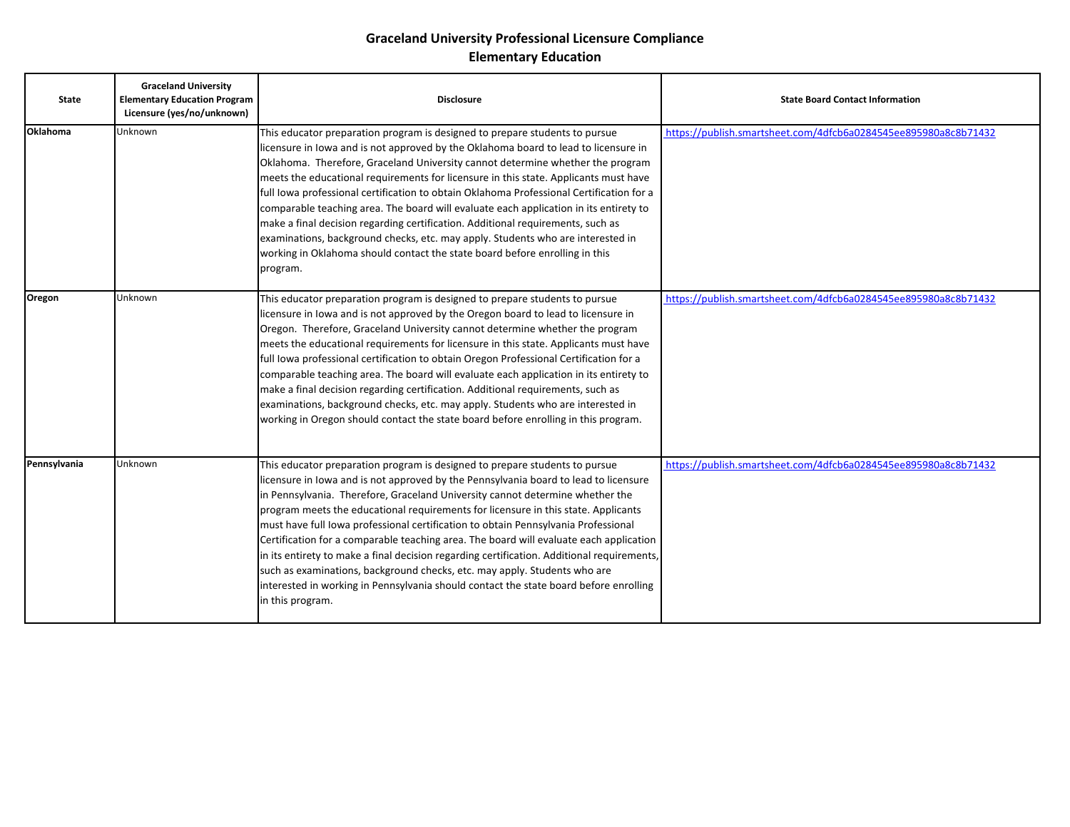# Graceland University Professional Licensure Compliance
## Elementary Education

| State | Graceland University Elementary Education Program Licensure (yes/no/unknown) | Disclosure | State Board Contact Information |
|---|---|---|---|
| **Oklahoma** | Unknown | This educator preparation program is designed to prepare students to pursue licensure in Iowa and is not approved by the Oklahoma board to lead to licensure in Oklahoma. Therefore, Graceland University cannot determine whether the program meets the educational requirements for licensure in this state. Applicants must have full Iowa professional certification to obtain Oklahoma Professional Certification for a comparable teaching area. The board will evaluate each application in its entirety to make a final decision regarding certification. Additional requirements, such as examinations, background checks, etc. may apply. Students who are interested in working in Oklahoma should contact the state board before enrolling in this program. | https://publish.smartsheet.com/4dfcb6a0284545ee895980a8c8b71432 |
| **Oregon** | Unknown | This educator preparation program is designed to prepare students to pursue licensure in Iowa and is not approved by the Oregon board to lead to licensure in Oregon. Therefore, Graceland University cannot determine whether the program meets the educational requirements for licensure in this state. Applicants must have full Iowa professional certification to obtain Oregon Professional Certification for a comparable teaching area. The board will evaluate each application in its entirety to make a final decision regarding certification. Additional requirements, such as examinations, background checks, etc. may apply. Students who are interested in working in Oregon should contact the state board before enrolling in this program. | https://publish.smartsheet.com/4dfcb6a0284545ee895980a8c8b71432 |
| **Pennsylvania** | Unknown | This educator preparation program is designed to prepare students to pursue licensure in Iowa and is not approved by the Pennsylvania board to lead to licensure in Pennsylvania. Therefore, Graceland University cannot determine whether the program meets the educational requirements for licensure in this state. Applicants must have full Iowa professional certification to obtain Pennsylvania Professional Certification for a comparable teaching area. The board will evaluate each application in its entirety to make a final decision regarding certification. Additional requirements, such as examinations, background checks, etc. may apply. Students who are interested in working in Pennsylvania should contact the state board before enrolling in this program. | https://publish.smartsheet.com/4dfcb6a0284545ee895980a8c8b71432 |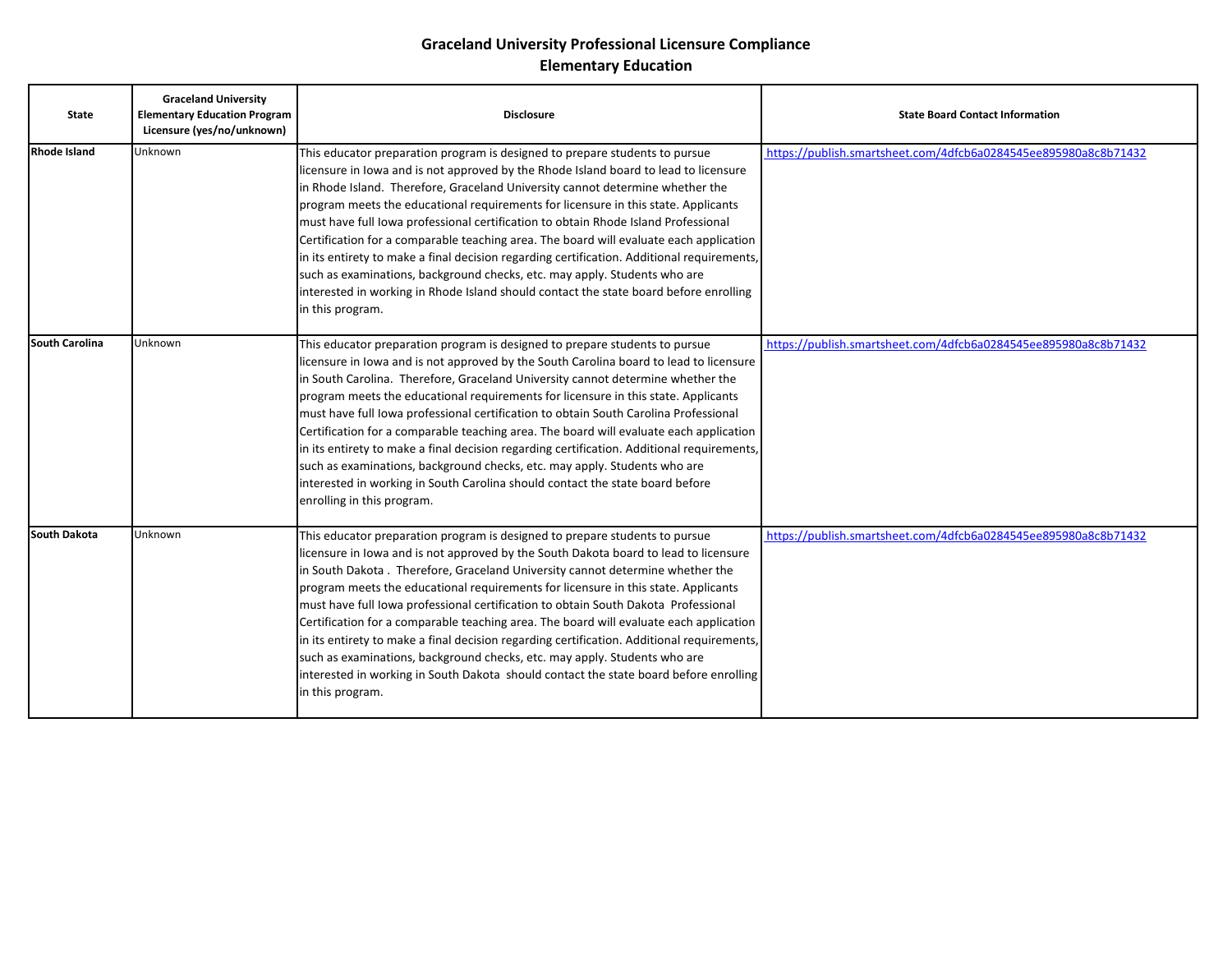# Graceland University Professional Licensure Compliance
## Elementary Education

| State | Graceland University Elementary Education Program Licensure (yes/no/unknown) | Disclosure | State Board Contact Information |
|---|---|---|---|
| **Rhode Island** | Unknown | This educator preparation program is designed to prepare students to pursue licensure in Iowa and is not approved by the Rhode Island board to lead to licensure in Rhode Island. Therefore, Graceland University cannot determine whether the program meets the educational requirements for licensure in this state. Applicants must have full Iowa professional certification to obtain Rhode Island Professional Certification for a comparable teaching area. The board will evaluate each application in its entirety to make a final decision regarding certification. Additional requirements, such as examinations, background checks, etc. may apply. Students who are interested in working in Rhode Island should contact the state board before enrolling in this program. | https://publish.smartsheet.com/4dfcb6a0284545ee895980a8c8b71432 |
| **South Carolina** | Unknown | This educator preparation program is designed to prepare students to pursue licensure in Iowa and is not approved by the South Carolina board to lead to licensure in South Carolina. Therefore, Graceland University cannot determine whether the program meets the educational requirements for licensure in this state. Applicants must have full Iowa professional certification to obtain South Carolina Professional Certification for a comparable teaching area. The board will evaluate each application in its entirety to make a final decision regarding certification. Additional requirements, such as examinations, background checks, etc. may apply. Students who are interested in working in South Carolina should contact the state board before enrolling in this program. | https://publish.smartsheet.com/4dfcb6a0284545ee895980a8c8b71432 |
| **South Dakota** | Unknown | This educator preparation program is designed to prepare students to pursue licensure in Iowa and is not approved by the South Dakota board to lead to licensure in South Dakota . Therefore, Graceland University cannot determine whether the program meets the educational requirements for licensure in this state. Applicants must have full Iowa professional certification to obtain South Dakota Professional Certification for a comparable teaching area. The board will evaluate each application in its entirety to make a final decision regarding certification. Additional requirements, such as examinations, background checks, etc. may apply. Students who are interested in working in South Dakota should contact the state board before enrolling in this program. | https://publish.smartsheet.com/4dfcb6a0284545ee895980a8c8b71432 |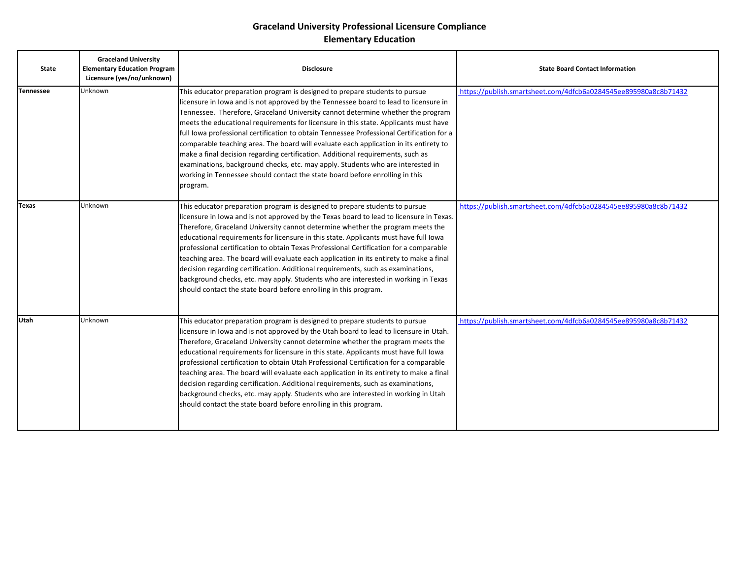# Graceland University Professional Licensure Compliance
## Elementary Education

| State | Graceland University Elementary Education Program Licensure (yes/no/unknown) | Disclosure | State Board Contact Information |
|---|---|---|---|
| **Tennessee** | Unknown | This educator preparation program is designed to prepare students to pursue licensure in Iowa and is not approved by the Tennessee board to lead to licensure in Tennessee. Therefore, Graceland University cannot determine whether the program meets the educational requirements for licensure in this state. Applicants must have full Iowa professional certification to obtain Tennessee Professional Certification for a comparable teaching area. The board will evaluate each application in its entirety to make a final decision regarding certification. Additional requirements, such as examinations, background checks, etc. may apply. Students who are interested in working in Tennessee should contact the state board before enrolling in this program. | https://publish.smartsheet.com/4dfcb6a0284545ee895980a8c8b71432 |
| **Texas** | Unknown | This educator preparation program is designed to prepare students to pursue licensure in Iowa and is not approved by the Texas board to lead to licensure in Texas. Therefore, Graceland University cannot determine whether the program meets the educational requirements for licensure in this state. Applicants must have full Iowa professional certification to obtain Texas Professional Certification for a comparable teaching area. The board will evaluate each application in its entirety to make a final decision regarding certification. Additional requirements, such as examinations, background checks, etc. may apply. Students who are interested in working in Texas should contact the state board before enrolling in this program. | https://publish.smartsheet.com/4dfcb6a0284545ee895980a8c8b71432 |
| **Utah** | Unknown | This educator preparation program is designed to prepare students to pursue licensure in Iowa and is not approved by the Utah board to lead to licensure in Utah. Therefore, Graceland University cannot determine whether the program meets the educational requirements for licensure in this state. Applicants must have full Iowa professional certification to obtain Utah Professional Certification for a comparable teaching area. The board will evaluate each application in its entirety to make a final decision regarding certification. Additional requirements, such as examinations, background checks, etc. may apply. Students who are interested in working in Utah should contact the state board before enrolling in this program. | https://publish.smartsheet.com/4dfcb6a0284545ee895980a8c8b71432 |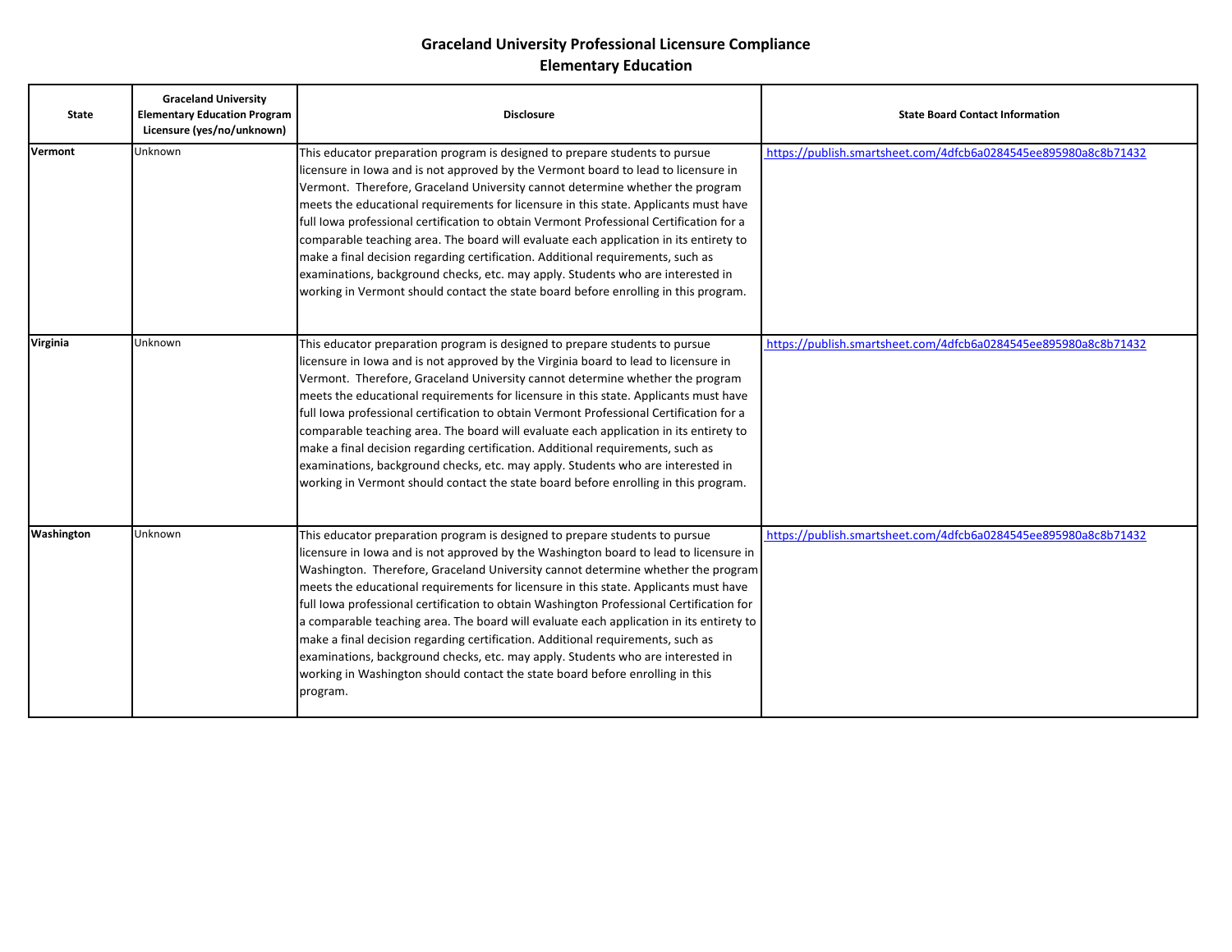**Graceland University Professional Licensure Compliance**
**Elementary Education**

| State | Graceland University Elementary Education Program Licensure (yes/no/unknown) | Disclosure | State Board Contact Information |
|---|---|---|---|
| **Vermont** | Unknown | This educator preparation program is designed to prepare students to pursue licensure in Iowa and is not approved by the Vermont board to lead to licensure in Vermont. Therefore, Graceland University cannot determine whether the program meets the educational requirements for licensure in this state. Applicants must have full Iowa professional certification to obtain Vermont Professional Certification for a comparable teaching area. The board will evaluate each application in its entirety to make a final decision regarding certification. Additional requirements, such as examinations, background checks, etc. may apply. Students who are interested in working in Vermont should contact the state board before enrolling in this program. | https://publish.smartsheet.com/4dfcb6a0284545ee895980a8c8b71432 |
| **Virginia** | Unknown | This educator preparation program is designed to prepare students to pursue licensure in Iowa and is not approved by the Virginia board to lead to licensure in Vermont. Therefore, Graceland University cannot determine whether the program meets the educational requirements for licensure in this state. Applicants must have full Iowa professional certification to obtain Vermont Professional Certification for a comparable teaching area. The board will evaluate each application in its entirety to make a final decision regarding certification. Additional requirements, such as examinations, background checks, etc. may apply. Students who are interested in working in Vermont should contact the state board before enrolling in this program. | https://publish.smartsheet.com/4dfcb6a0284545ee895980a8c8b71432 |
| **Washington** | Unknown | This educator preparation program is designed to prepare students to pursue licensure in Iowa and is not approved by the Washington board to lead to licensure in Washington. Therefore, Graceland University cannot determine whether the program meets the educational requirements for licensure in this state. Applicants must have full Iowa professional certification to obtain Washington Professional Certification for a comparable teaching area. The board will evaluate each application in its entirety to make a final decision regarding certification. Additional requirements, such as examinations, background checks, etc. may apply. Students who are interested in working in Washington should contact the state board before enrolling in this program. | https://publish.smartsheet.com/4dfcb6a0284545ee895980a8c8b71432 |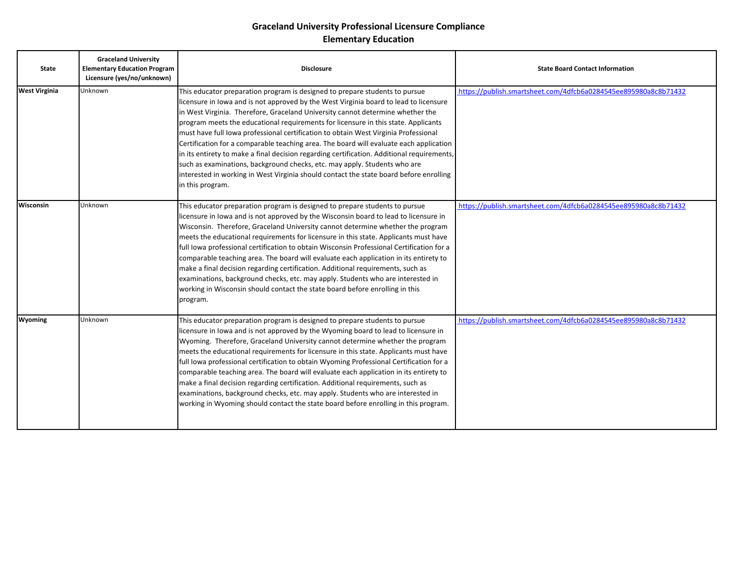# Graceland University Professional Licensure Compliance
## Elementary Education

| State | Graceland University Elementary Education Program Licensure (yes/no/unknown) | Disclosure | State Board Contact Information |
|---|---|---|---|
| **West Virginia** | Unknown | This educator preparation program is designed to prepare students to pursue licensure in Iowa and is not approved by the West Virginia board to lead to licensure in West Virginia. Therefore, Graceland University cannot determine whether the program meets the educational requirements for licensure in this state. Applicants must have full Iowa professional certification to obtain West Virginia Professional Certification for a comparable teaching area. The board will evaluate each application in its entirety to make a final decision regarding certification. Additional requirements, such as examinations, background checks, etc. may apply. Students who are interested in working in West Virginia should contact the state board before enrolling in this program. | https://publish.smartsheet.com/4dfcb6a0284545ee895980a8c8b71432 |
| **Wisconsin** | Unknown | This educator preparation program is designed to prepare students to pursue licensure in Iowa and is not approved by the Wisconsin board to lead to licensure in Wisconsin. Therefore, Graceland University cannot determine whether the program meets the educational requirements for licensure in this state. Applicants must have full Iowa professional certification to obtain Wisconsin Professional Certification for a comparable teaching area. The board will evaluate each application in its entirety to make a final decision regarding certification. Additional requirements, such as examinations, background checks, etc. may apply. Students who are interested in working in Wisconsin should contact the state board before enrolling in this program. | https://publish.smartsheet.com/4dfcb6a0284545ee895980a8c8b71432 |
| **Wyoming** | Unknown | This educator preparation program is designed to prepare students to pursue licensure in Iowa and is not approved by the Wyoming board to lead to licensure in Wyoming. Therefore, Graceland University cannot determine whether the program meets the educational requirements for licensure in this state. Applicants must have full Iowa professional certification to obtain Wyoming Professional Certification for a comparable teaching area. The board will evaluate each application in its entirety to make a final decision regarding certification. Additional requirements, such as examinations, background checks, etc. may apply. Students who are interested in working in Wyoming should contact the state board before enrolling in this program. | https://publish.smartsheet.com/4dfcb6a0284545ee895980a8c8b71432 |